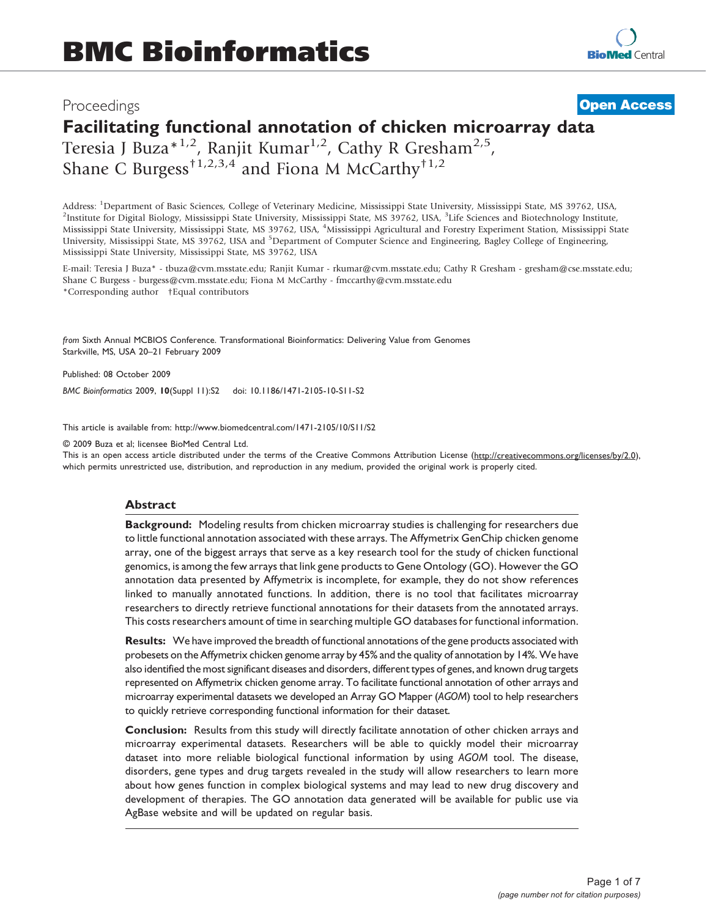# BMC Bioinformatics

Proceedings

**Open Access**

## Facilitating functional annotation of chicken microarray data

Teresia J Buza*[1,2], Ranjit Kumar[1,2], Cathy R Gresham[2,5], Shane C Burgess†[1,2,3,4] and Fiona M McCarthy†[1,2]

Address: [1]Department of Basic Sciences, College of Veterinary Medicine, Mississippi State University, Mississippi State, MS 39762, USA, [2]Institute for Digital Biology, Mississippi State University, Mississippi State, MS 39762, USA, [3]Life Sciences and Biotechnology Institute, Mississippi State University, Mississippi State, MS 39762, USA, [4]Mississippi Agricultural and Forestry Experiment Station, Mississippi State University, Mississippi State, MS 39762, USA and [5]Department of Computer Science and Engineering, Bagley College of Engineering, Mississippi State University, Mississippi State, MS 39762, USA

E-mail: Teresia J Buza* - tbuza@cvm.msstate.edu; Ranjit Kumar - rkumar@cvm.msstate.edu; Cathy R Gresham - gresham@cse.msstate.edu; Shane C Burgess - burgess@cvm.msstate.edu; Fiona M McCarthy - fmccarthy@cvm.msstate.edu
*Corresponding author †Equal contributors

*from* Sixth Annual MCBIOS Conference. Transformational Bioinformatics: Delivering Value from Genomes
Starkville, MS, USA 20–21 February 2009

Published: 08 October 2009

*BMC Bioinformatics* 2009, **10**(Suppl 11):S2 doi: 10.1186/1471-2105-10-S11-S2

This article is available from: http://www.biomedcentral.com/1471-2105/10/S11/S2

© 2009 Buza et al; licensee BioMed Central Ltd.
This is an open access article distributed under the terms of the Creative Commons Attribution License (http://creativecommons.org/licenses/by/2.0), which permits unrestricted use, distribution, and reproduction in any medium, provided the original work is properly cited.

### Abstract

**Background:** Modeling results from chicken microarray studies is challenging for researchers due to little functional annotation associated with these arrays. The Affymetrix GenChip chicken genome array, one of the biggest arrays that serve as a key research tool for the study of chicken functional genomics, is among the few arrays that link gene products to Gene Ontology (GO). However the GO annotation data presented by Affymetrix is incomplete, for example, they do not show references linked to manually annotated functions. In addition, there is no tool that facilitates microarray researchers to directly retrieve functional annotations for their datasets from the annotated arrays. This costs researchers amount of time in searching multiple GO databases for functional information.

**Results:** We have improved the breadth of functional annotations of the gene products associated with probesets on the Affymetrix chicken genome array by 45% and the quality of annotation by 14%. We have also identified the most significant diseases and disorders, different types of genes, and known drug targets represented on Affymetrix chicken genome array. To facilitate functional annotation of other arrays and microarray experimental datasets we developed an Array GO Mapper (*AGOM*) tool to help researchers to quickly retrieve corresponding functional information for their dataset.

**Conclusion:** Results from this study will directly facilitate annotation of other chicken arrays and microarray experimental datasets. Researchers will be able to quickly model their microarray dataset into more reliable biological functional information by using *AGOM* tool. The disease, disorders, gene types and drug targets revealed in the study will allow researchers to learn more about how genes function in complex biological systems and may lead to new drug discovery and development of therapies. The GO annotation data generated will be available for public use via AgBase website and will be updated on regular basis.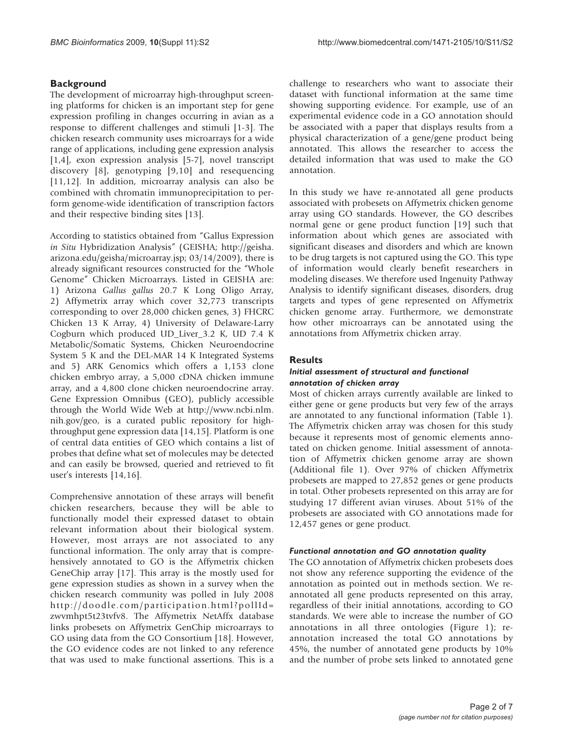## Background

The development of microarray high-throughput screening platforms for chicken is an important step for gene expression profiling in changes occurring in avian as a response to different challenges and stimuli [1-3]. The chicken research community uses microarrays for a wide range of applications, including gene expression analysis [1,4], exon expression analysis [5-7], novel transcript discovery [8], genotyping [9,10] and resequencing [11,12]. In addition, microarray analysis can also be combined with chromatin immunoprecipitation to perform genome-wide identification of transcription factors and their respective binding sites [13].

According to statistics obtained from "Gallus Expression *in Situ* Hybridization Analysis" (GEISHA; http://geisha.arizona.edu/geisha/microarray.jsp; 03/14/2009), there is already significant resources constructed for the "Whole Genome" Chicken Microarrays. Listed in GEISHA are: 1) Arizona *Gallus gallus* 20.7 K Long Oligo Array, 2) Affymetrix array which cover 32,773 transcripts corresponding to over 28,000 chicken genes, 3) FHCRC Chicken 13 K Array, 4) University of Delaware-Larry Cogburn which produced UD_Liver_3.2 K, UD 7.4 K Metabolic/Somatic Systems, Chicken Neuroendocrine System 5 K and the DEL-MAR 14 K Integrated Systems and 5) ARK Genomics which offers a 1,153 clone chicken embryo array, a 5,000 cDNA chicken immune array, and a 4,800 clone chicken neuroendocrine array. Gene Expression Omnibus (GEO), publicly accessible through the World Wide Web at http://www.ncbi.nlm.nih.gov/geo, is a curated public repository for high-throughput gene expression data [14,15]. Platform is one of central data entities of GEO which contains a list of probes that define what set of molecules may be detected and can easily be browsed, queried and retrieved to fit user's interests [14,16].

Comprehensive annotation of these arrays will benefit chicken researchers, because they will be able to functionally model their expressed dataset to obtain relevant information about their biological system. However, most arrays are not associated to any functional information. The only array that is comprehensively annotated to GO is the Affymetrix chicken GeneChip array [17]. This array is the mostly used for gene expression studies as shown in a survey when the chicken research community was polled in July 2008 http://doodle.com/participation.html?pollId=zwvmhpt5t23tvfv8. The Affymetrix NetAffx database links probesets on Affymetrix GenChip microarrays to GO using data from the GO Consortium [18]. However, the GO evidence codes are not linked to any reference that was used to make functional assertions. This is a challenge to researchers who want to associate their dataset with functional information at the same time showing supporting evidence. For example, use of an experimental evidence code in a GO annotation should be associated with a paper that displays results from a physical characterization of a gene/gene product being annotated. This allows the researcher to access the detailed information that was used to make the GO annotation.

In this study we have re-annotated all gene products associated with probesets on Affymetrix chicken genome array using GO standards. However, the GO describes normal gene or gene product function [19] such that information about which genes are associated with significant diseases and disorders and which are known to be drug targets is not captured using the GO. This type of information would clearly benefit researchers in modeling diseases. We therefore used Ingenuity Pathway Analysis to identify significant diseases, disorders, drug targets and types of gene represented on Affymetrix chicken genome array. Furthermore, we demonstrate how other microarrays can be annotated using the annotations from Affymetrix chicken array.

## Results

### *Initial assessment of structural and functional annotation of chicken array*

Most of chicken arrays currently available are linked to either gene or gene products but very few of the arrays are annotated to any functional information (Table 1). The Affymetrix chicken array was chosen for this study because it represents most of genomic elements annotated on chicken genome. Initial assessment of annotation of Affymetrix chicken genome array are shown (Additional file 1). Over 97% of chicken Affymetrix probesets are mapped to 27,852 genes or gene products in total. Other probesets represented on this array are for studying 17 different avian viruses. About 51% of the probesets are associated with GO annotations made for 12,457 genes or gene product.

### *Functional annotation and GO annotation quality*

The GO annotation of Affymetrix chicken probesets does not show any reference supporting the evidence of the annotation as pointed out in methods section. We re-annotated all gene products represented on this array, regardless of their initial annotations, according to GO standards. We were able to increase the number of GO annotations in all three ontologies (Figure 1); re-annotation increased the total GO annotations by 45%, the number of annotated gene products by 10% and the number of probe sets linked to annotated gene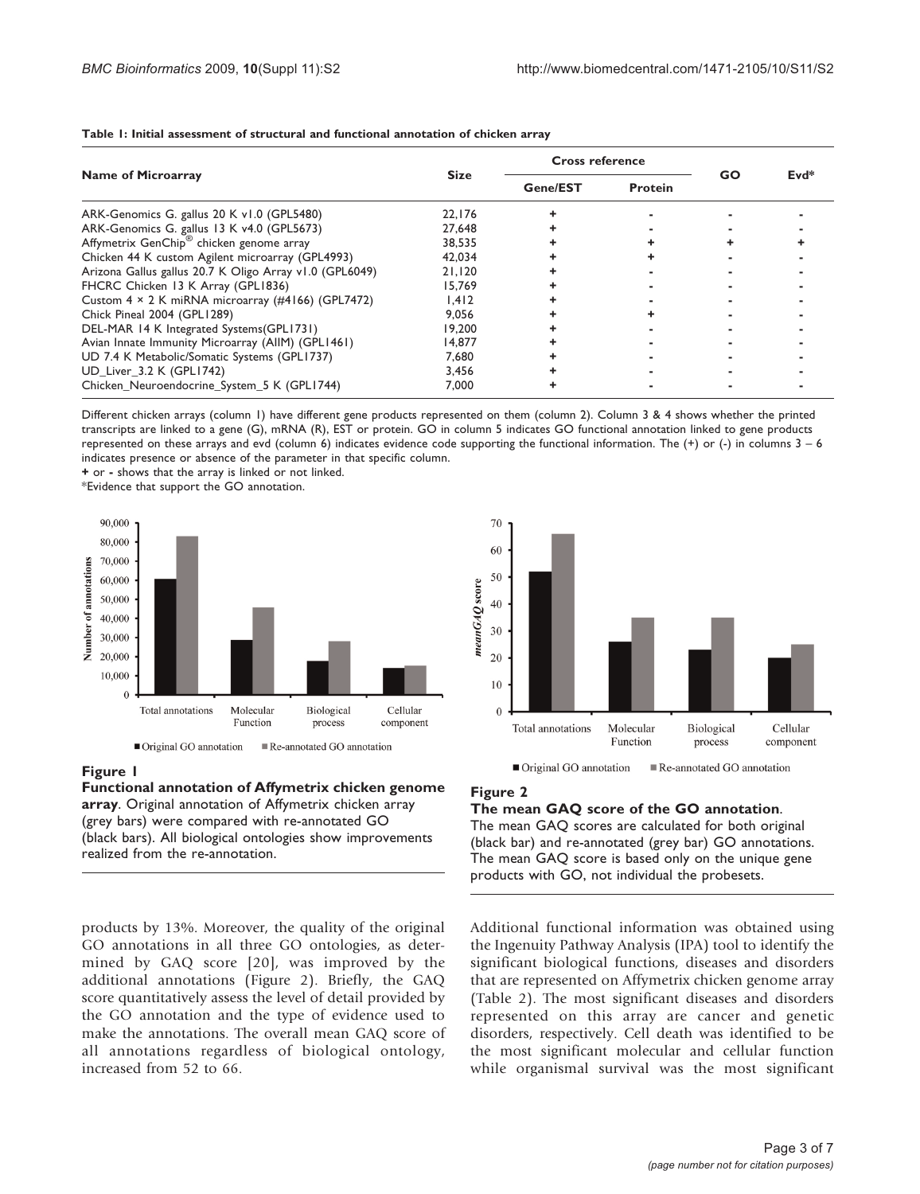**Table 1: Initial assessment of structural and functional annotation of chicken array**

| Name of Microarray | Size | Cross reference | | GO | Evd* |
|---|---|---|---|---|---|
| | | Gene/EST | Protein | | |
| ARK-Genomics G. gallus 20 K v1.0 (GPL5480) | 22,176 | + | - | - | - |
| ARK-Genomics G. gallus 13 K v4.0 (GPL5673) | 27,648 | + | - | - | - |
| Affymetrix GenChip® chicken genome array | 38,535 | + | + | + | + |
| Chicken 44 K custom Agilent microarray (GPL4993) | 42,034 | + | + | - | - |
| Arizona Gallus gallus 20.7 K Oligo Array v1.0 (GPL6049) | 21,120 | + | - | - | - |
| FHCRC Chicken 13 K Array (GPL1836) | 15,769 | + | - | - | - |
| Custom 4 × 2 K miRNA microarray (#4166) (GPL7472) | 1,412 | + | - | - | - |
| Chick Pineal 2004 (GPL1289) | 9,056 | + | + | - | - |
| DEL-MAR 14 K Integrated Systems(GPL1731) | 19,200 | + | - | - | - |
| Avian Innate Immunity Microarray (AIIM) (GPL1461) | 14,877 | + | - | - | - |
| UD 7.4 K Metabolic/Somatic Systems (GPL1737) | 7,680 | + | - | - | - |
| UD_Liver_3.2 K (GPL1742) | 3,456 | + | - | - | - |
| Chicken_Neuroendocrine_System_5 K (GPL1744) | 7,000 | + | - | - | - |

Different chicken arrays (column 1) have different gene products represented on them (column 2). Column 3 & 4 shows whether the printed transcripts are linked to a gene (G), mRNA (R), EST or protein. GO in column 5 indicates GO functional annotation linked to gene products represented on these arrays and evd (column 6) indicates evidence code supporting the functional information. The (+) or (-) in columns 3 – 6 indicates presence or absence of the parameter in that specific column.

**+** or **-** shows that the array is linked or not linked.

*Evidence that support the GO annotation.

**Figure 1**

**Functional annotation of Affymetrix chicken genome array**. Original annotation of Affymetrix chicken array (grey bars) were compared with re-annotated GO (black bars). All biological ontologies show improvements realized from the re-annotation.

**Figure 2**

**The mean GAQ score of the GO annotation**. The mean GAQ scores are calculated for both original (black bar) and re-annotated (grey bar) GO annotations. The mean GAQ score is based only on the unique gene products with GO, not individual the probesets.

products by 13%. Moreover, the quality of the original GO annotations in all three GO ontologies, as determined by GAQ score [20], was improved by the additional annotations (Figure 2). Briefly, the GAQ score quantitatively assess the level of detail provided by the GO annotation and the type of evidence used to make the annotations. The overall mean GAQ score of all annotations regardless of biological ontology, increased from 52 to 66.

Additional functional information was obtained using the Ingenuity Pathway Analysis (IPA) tool to identify the significant biological functions, diseases and disorders that are represented on Affymetrix chicken genome array (Table 2). The most significant diseases and disorders represented on this array are cancer and genetic disorders, respectively. Cell death was identified to be the most significant molecular and cellular function while organismal survival was the most significant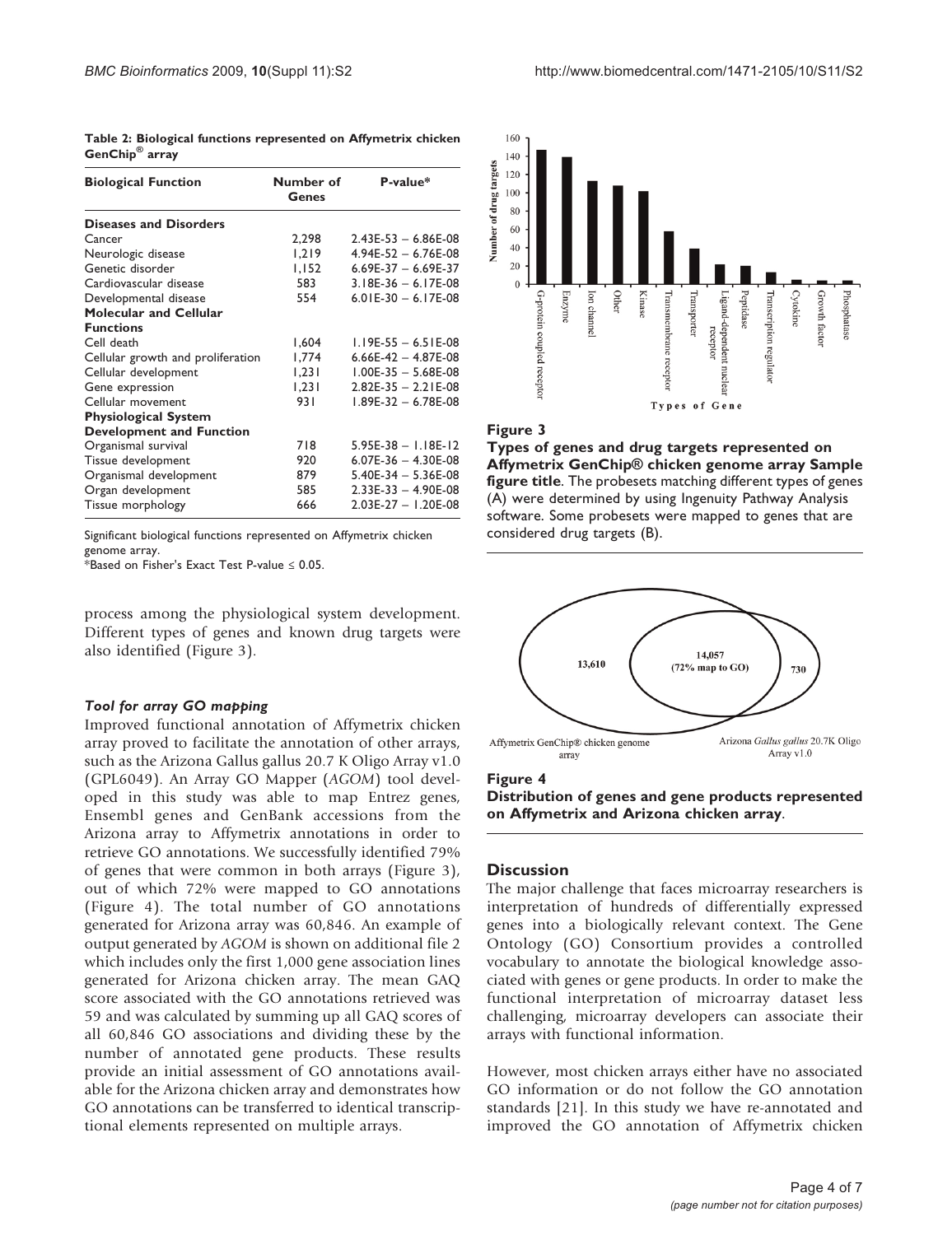**Table 2: Biological functions represented on Affymetrix chicken GenChip® array**

| Biological Function | Number of Genes | P-value* |
|---|---|---|
| **Diseases and Disorders** | | |
| Cancer | 2,298 | 2.43E-53 – 6.86E-08 |
| Neurologic disease | 1,219 | 4.94E-52 – 6.76E-08 |
| Genetic disorder | 1,152 | 6.69E-37 – 6.69E-37 |
| Cardiovascular disease | 583 | 3.18E-36 – 6.17E-08 |
| Developmental disease | 554 | 6.01E-30 – 6.17E-08 |
| **Molecular and Cellular Functions** | | |
| Cell death | 1,604 | 1.19E-55 – 6.51E-08 |
| Cellular growth and proliferation | 1,774 | 6.66E-42 – 4.87E-08 |
| Cellular development | 1,231 | 1.00E-35 – 5.68E-08 |
| Gene expression | 1,231 | 2.82E-35 – 2.21E-08 |
| Cellular movement | 931 | 1.89E-32 – 6.78E-08 |
| **Physiological System Development and Function** | | |
| Organismal survival | 718 | 5.95E-38 – 1.18E-12 |
| Tissue development | 920 | 6.07E-36 – 4.30E-08 |
| Organismal development | 879 | 5.40E-34 – 5.36E-08 |
| Organ development | 585 | 2.33E-33 – 4.90E-08 |
| Tissue morphology | 666 | 2.03E-27 – 1.20E-08 |

Significant biological functions represented on Affymetrix chicken genome array.
*Based on Fisher's Exact Test P-value ≤ 0.05.

process among the physiological system development. Different types of genes and known drug targets were also identified (Figure 3).

### *Tool for array GO mapping*

Improved functional annotation of Affymetrix chicken array proved to facilitate the annotation of other arrays, such as the Arizona Gallus gallus 20.7 K Oligo Array v1.0 (GPL6049). An Array GO Mapper (*AGOM*) tool developed in this study was able to map Entrez genes, Ensembl genes and GenBank accessions from the Arizona array to Affymetrix annotations in order to retrieve GO annotations. We successfully identified 79% of genes that were common in both arrays (Figure 3), out of which 72% were mapped to GO annotations (Figure 4). The total number of GO annotations generated for Arizona array was 60,846. An example of output generated by *AGOM* is shown on additional file 2 which includes only the first 1,000 gene association lines generated for Arizona chicken array. The mean GAQ score associated with the GO annotations retrieved was 59 and was calculated by summing up all GAQ scores of all 60,846 GO associations and dividing these by the number of annotated gene products. These results provide an initial assessment of GO annotations available for the Arizona chicken array and demonstrates how GO annotations can be transferred to identical transcriptional elements represented on multiple arrays.

**Figure 3**
**Types of genes and drug targets represented on Affymetrix GenChip® chicken genome array Sample figure title**. The probesets matching different types of genes (A) were determined by using Ingenuity Pathway Analysis software. Some probesets were mapped to genes that are considered drug targets (B).

**Figure 4**
**Distribution of genes and gene products represented on Affymetrix and Arizona chicken array**.

## Discussion

The major challenge that faces microarray researchers is interpretation of hundreds of differentially expressed genes into a biologically relevant context. The Gene Ontology (GO) Consortium provides a controlled vocabulary to annotate the biological knowledge associated with genes or gene products. In order to make the functional interpretation of microarray dataset less challenging, microarray developers can associate their arrays with functional information.

However, most chicken arrays either have no associated GO information or do not follow the GO annotation standards [21]. In this study we have re-annotated and improved the GO annotation of Affymetrix chicken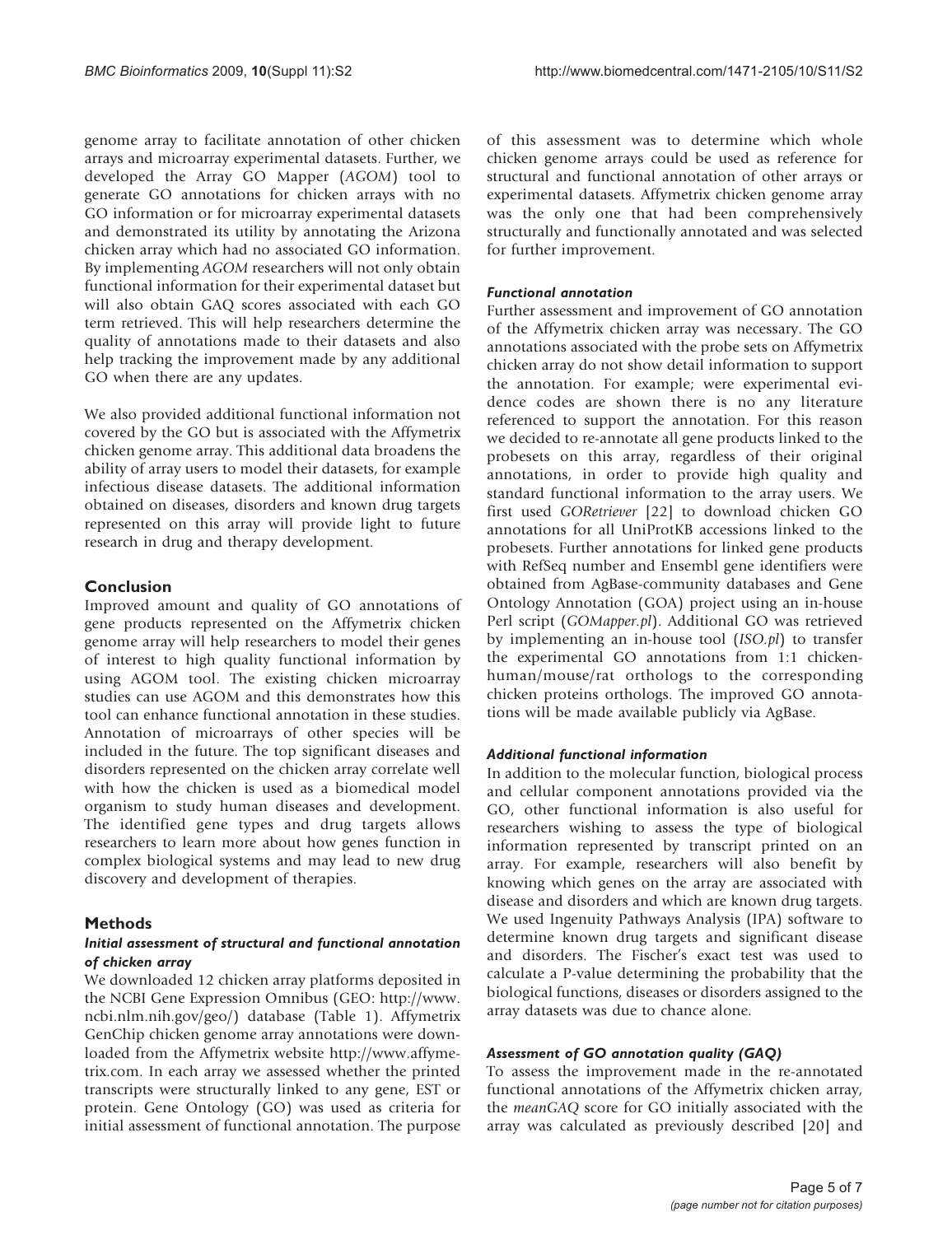genome array to facilitate annotation of other chicken arrays and microarray experimental datasets. Further, we developed the Array GO Mapper (*AGOM*) tool to generate GO annotations for chicken arrays with no GO information or for microarray experimental datasets and demonstrated its utility by annotating the Arizona chicken array which had no associated GO information. By implementing *AGOM* researchers will not only obtain functional information for their experimental dataset but will also obtain GAQ scores associated with each GO term retrieved. This will help researchers determine the quality of annotations made to their datasets and also help tracking the improvement made by any additional GO when there are any updates.

We also provided additional functional information not covered by the GO but is associated with the Affymetrix chicken genome array. This additional data broadens the ability of array users to model their datasets, for example infectious disease datasets. The additional information obtained on diseases, disorders and known drug targets represented on this array will provide light to future research in drug and therapy development.

## Conclusion

Improved amount and quality of GO annotations of gene products represented on the Affymetrix chicken genome array will help researchers to model their genes of interest to high quality functional information by using AGOM tool. The existing chicken microarray studies can use AGOM and this demonstrates how this tool can enhance functional annotation in these studies. Annotation of microarrays of other species will be included in the future. The top significant diseases and disorders represented on the chicken array correlate well with how the chicken is used as a biomedical model organism to study human diseases and development. The identified gene types and drug targets allows researchers to learn more about how genes function in complex biological systems and may lead to new drug discovery and development of therapies.

## Methods

### *Initial assessment of structural and functional annotation of chicken array*

We downloaded 12 chicken array platforms deposited in the NCBI Gene Expression Omnibus (GEO: http://www.ncbi.nlm.nih.gov/geo/) database (Table 1). Affymetrix GenChip chicken genome array annotations were downloaded from the Affymetrix website http://www.affymetrix.com. In each array we assessed whether the printed transcripts were structurally linked to any gene, EST or protein. Gene Ontology (GO) was used as criteria for initial assessment of functional annotation. The purpose of this assessment was to determine which whole chicken genome arrays could be used as reference for structural and functional annotation of other arrays or experimental datasets. Affymetrix chicken genome array was the only one that had been comprehensively structurally and functionally annotated and was selected for further improvement.

### *Functional annotation*

Further assessment and improvement of GO annotation of the Affymetrix chicken array was necessary. The GO annotations associated with the probe sets on Affymetrix chicken array do not show detail information to support the annotation. For example; were experimental evidence codes are shown there is no any literature referenced to support the annotation. For this reason we decided to re-annotate all gene products linked to the probesets on this array, regardless of their original annotations, in order to provide high quality and standard functional information to the array users. We first used *GORetriever* [22] to download chicken GO annotations for all UniProtKB accessions linked to the probesets. Further annotations for linked gene products with RefSeq number and Ensembl gene identifiers were obtained from AgBase-community databases and Gene Ontology Annotation (GOA) project using an in-house Perl script (*GOMapper.pl*). Additional GO was retrieved by implementing an in-house tool (*ISO.pl*) to transfer the experimental GO annotations from 1:1 chicken-human/mouse/rat orthologs to the corresponding chicken proteins orthologs. The improved GO annotations will be made available publicly via AgBase.

### *Additional functional information*

In addition to the molecular function, biological process and cellular component annotations provided via the GO, other functional information is also useful for researchers wishing to assess the type of biological information represented by transcript printed on an array. For example, researchers will also benefit by knowing which genes on the array are associated with disease and disorders and which are known drug targets. We used Ingenuity Pathways Analysis (IPA) software to determine known drug targets and significant disease and disorders. The Fischer's exact test was used to calculate a P-value determining the probability that the biological functions, diseases or disorders assigned to the array datasets was due to chance alone.

### *Assessment of GO annotation quality (GAQ)*

To assess the improvement made in the re-annotated functional annotations of the Affymetrix chicken array, the *meanGAQ* score for GO initially associated with the array was calculated as previously described [20] and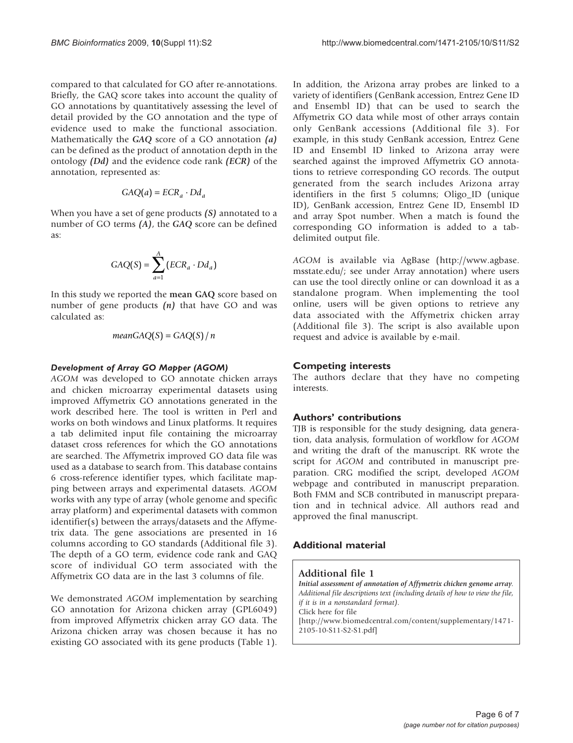compared to that calculated for GO after re-annotations. Briefly, the GAQ score takes into account the quality of GO annotations by quantitatively assessing the level of detail provided by the GO annotation and the type of evidence used to make the functional association. Mathematically the ***GAQ*** score of a GO annotation ***(a)*** can be defined as the product of annotation depth in the ontology ***(Dd)*** and the evidence code rank ***(ECR)*** of the annotation, represented as:

$$GAQ(a) = ECR_a \cdot Dd_a$$

When you have a set of gene products ***(S)*** annotated to a number of GO terms ***(A)***, the ***GAQ*** score can be defined as:

$$GAQ(S) = \sum_{a=1}^{A} (ECR_a \cdot Dd_a)$$

In this study we reported the **mean GAQ** score based on number of gene products ***(n)*** that have GO and was calculated as:

$$meanGAQ(S) = GAQ(S)/n$$

#### *Development of Array GO Mapper (AGOM)*

*AGOM* was developed to GO annotate chicken arrays and chicken microarray experimental datasets using improved Affymetrix GO annotations generated in the work described here. The tool is written in Perl and works on both windows and Linux platforms. It requires a tab delimited input file containing the microarray dataset cross references for which the GO annotations are searched. The Affymetrix improved GO data file was used as a database to search from. This database contains 6 cross-reference identifier types, which facilitate mapping between arrays and experimental datasets. *AGOM* works with any type of array (whole genome and specific array platform) and experimental datasets with common identifier(s) between the arrays/datasets and the Affymetrix data. The gene associations are presented in 16 columns according to GO standards (Additional file 3). The depth of a GO term, evidence code rank and GAQ score of individual GO term associated with the Affymetrix GO data are in the last 3 columns of file.

We demonstrated *AGOM* implementation by searching GO annotation for Arizona chicken array (GPL6049) from improved Affymetrix chicken array GO data. The Arizona chicken array was chosen because it has no existing GO associated with its gene products (Table 1). In addition, the Arizona array probes are linked to a variety of identifiers (GenBank accession, Entrez Gene ID and Ensembl ID) that can be used to search the Affymetrix GO data while most of other arrays contain only GenBank accessions (Additional file 3). For example, in this study GenBank accession, Entrez Gene ID and Ensembl ID linked to Arizona array were searched against the improved Affymetrix GO annotations to retrieve corresponding GO records. The output generated from the search includes Arizona array identifiers in the first 5 columns; Oligo_ID (unique ID), GenBank accession, Entrez Gene ID, Ensembl ID and array Spot number. When a match is found the corresponding GO information is added to a tab-delimited output file.

*AGOM* is available via AgBase (http://www.agbase.msstate.edu/; see under Array annotation) where users can use the tool directly online or can download it as a standalone program. When implementing the tool online, users will be given options to retrieve any data associated with the Affymetrix chicken array (Additional file 3). The script is also available upon request and advice is available by e-mail.

## Competing interests

The authors declare that they have no competing interests.

## Authors' contributions

TJB is responsible for the study designing, data generation, data analysis, formulation of workflow for *AGOM* and writing the draft of the manuscript. RK wrote the script for *AGOM* and contributed in manuscript preparation. CRG modified the script, developed *AGOM* webpage and contributed in manuscript preparation. Both FMM and SCB contributed in manuscript preparation and in technical advice. All authors read and approved the final manuscript.

## Additional material

### Additional file 1

***Initial assessment of annotation of Affymetrix chicken genome array.***
*Additional file descriptions text (including details of how to view the file, if it is in a nonstandard format).*
Click here for file
[http://www.biomedcentral.com/content/supplementary/1471-2105-10-S11-S2-S1.pdf]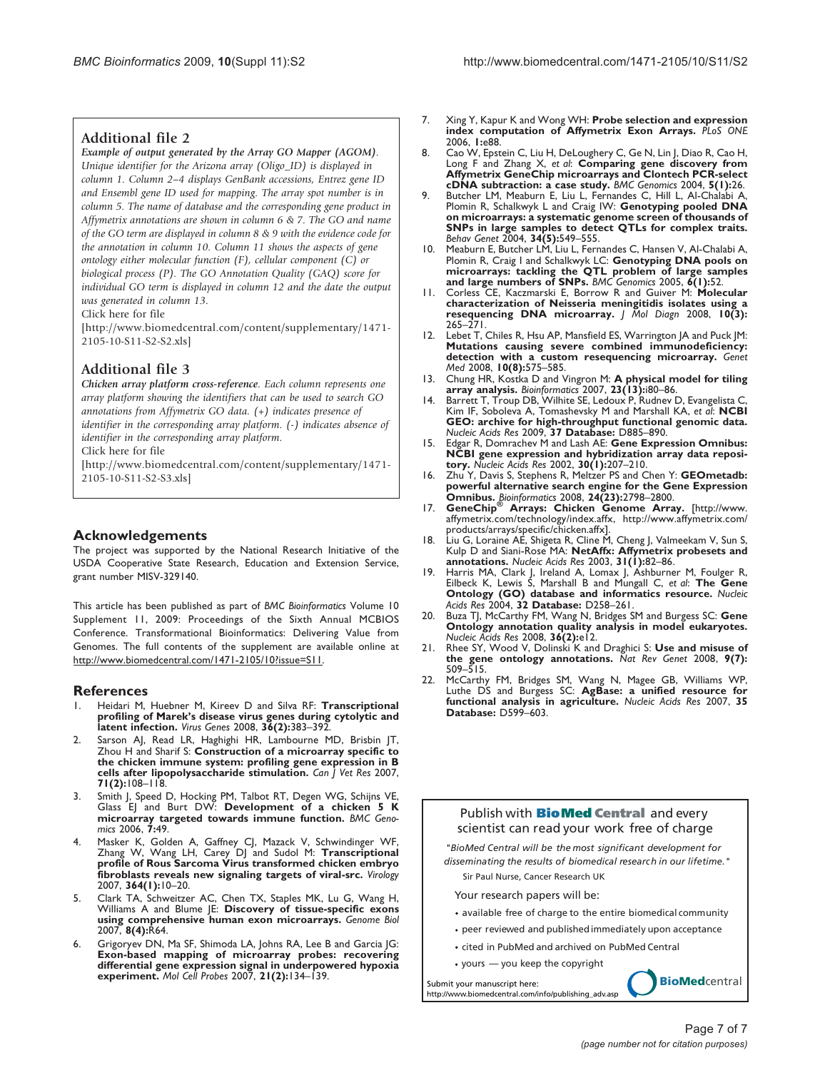## Additional file 2

*Example of output generated by the Array GO Mapper (AGOM). Unique identifier for the Arizona array (Oligo_ID) is displayed in column 1. Column 2–4 displays GenBank accessions, Entrez gene ID and Ensembl gene ID used for mapping. The array spot number is in column 5. The name of database and the corresponding gene product in Affymetrix annotations are shown in column 6 & 7. The GO and name of the GO term are displayed in column 8 & 9 with the evidence code for the annotation in column 10. Column 11 shows the aspects of gene ontology either molecular function (F), cellular component (C) or biological process (P). The GO Annotation Quality (GAQ) score for individual GO term is displayed in column 12 and the date the output was generated in column 13.*

Click here for file

[http://www.biomedcentral.com/content/supplementary/1471-2105-10-S11-S2-S2.xls]

## Additional file 3

*Chicken array platform cross-reference. Each column represents one array platform showing the identifiers that can be used to search GO annotations from Affymetrix GO data. (+) indicates presence of identifier in the corresponding array platform. (-) indicates absence of identifier in the corresponding array platform.*

Click here for file

[http://www.biomedcentral.com/content/supplementary/1471-2105-10-S11-S2-S3.xls]

## Acknowledgements

The project was supported by the National Research Initiative of the USDA Cooperative State Research, Education and Extension Service, grant number MISV-329140.

This article has been published as part of *BMC Bioinformatics* Volume 10 Supplement 11, 2009: Proceedings of the Sixth Annual MCBIOS Conference. Transformational Bioinformatics: Delivering Value from Genomes. The full contents of the supplement are available online at http://www.biomedcentral.com/1471-2105/10?issue=S11.

## References

1. Heidari M, Huebner M, Kireev D and Silva RF: **Transcriptional profiling of Marek's disease virus genes during cytolytic and latent infection.** *Virus Genes* 2008, **36(2):**383–392.
2. Sarson AJ, Read LR, Haghighi HR, Lambourne MD, Brisbin JT, Zhou H and Sharif S: **Construction of a microarray specific to the chicken immune system: profiling gene expression in B cells after lipopolysaccharide stimulation.** *Can J Vet Res* 2007, **71(2):**108–118.
3. Smith J, Speed D, Hocking PM, Talbot RT, Degen WG, Schijns VE, Glass EJ and Burt DW: **Development of a chicken 5 K microarray targeted towards immune function.** *BMC Genomics* 2006, **7:**49.
4. Masker K, Golden A, Gaffney CJ, Mazack V, Schwindinger WF, Zhang W, Wang LH, Carey DJ and Sudol M: **Transcriptional profile of Rous Sarcoma Virus transformed chicken embryo fibroblasts reveals new signaling targets of viral-src.** *Virology* 2007, **364(1):**10–20.
5. Clark TA, Schweitzer AC, Chen TX, Staples MK, Lu G, Wang H, Williams A and Blume JE: **Discovery of tissue-specific exons using comprehensive human exon microarrays.** *Genome Biol* 2007, **8(4):**R64.
6. Grigoryev DN, Ma SF, Shimoda LA, Johns RA, Lee B and Garcia JG: **Exon-based mapping of microarray probes: recovering differential gene expression signal in underpowered hypoxia experiment.** *Mol Cell Probes* 2007, **21(2):**134–139.
7. Xing Y, Kapur K and Wong WH: **Probe selection and expression index computation of Affymetrix Exon Arrays.** *PLoS ONE* 2006, **1:**e88.
8. Cao W, Epstein C, Liu H, DeLoughery C, Ge N, Lin J, Diao R, Cao H, Long F and Zhang X, *et al*: **Comparing gene discovery from Affymetrix GeneChip microarrays and Clontech PCR-select cDNA subtraction: a case study.** *BMC Genomics* 2004, **5(1):**26.
9. Butcher LM, Meaburn E, Liu L, Fernandes C, Hill L, Al-Chalabi A, Plomin R, Schalkwyk L and Craig IW: **Genotyping pooled DNA on microarrays: a systematic genome screen of thousands of SNPs in large samples to detect QTLs for complex traits.** *Behav Genet* 2004, **34(5):**549–555.
10. Meaburn E, Butcher LM, Liu L, Fernandes C, Hansen V, Al-Chalabi A, Plomin R, Craig I and Schalkwyk LC: **Genotyping DNA pools on microarrays: tackling the QTL problem of large samples and large numbers of SNPs.** *BMC Genomics* 2005, **6(1):**52.
11. Corless CE, Kaczmarski E, Borrow R and Guiver M: **Molecular characterization of Neisseria meningitidis isolates using a resequencing DNA microarray.** *J Mol Diagn* 2008, **10(3):**265–271.
12. Lebet T, Chiles R, Hsu AP, Mansfield ES, Warrington JA and Puck JM: **Mutations causing severe combined immunodeficiency: detection with a custom resequencing microarray.** *Genet Med* 2008, **10(8):**575–585.
13. Chung HR, Kostka D and Vingron M: **A physical model for tiling array analysis.** *Bioinformatics* 2007, **23(13):**i80–86.
14. Barrett T, Troup DB, Wilhite SE, Ledoux P, Rudnev D, Evangelista C, Kim IF, Soboleva A, Tomashevsky M and Marshall KA, *et al*: **NCBI GEO: archive for high-throughput functional genomic data.** *Nucleic Acids Res* 2009, **37 Database:** D885–890.
15. Edgar R, Domrachev M and Lash AE: **Gene Expression Omnibus: NCBI gene expression and hybridization array data repository.** *Nucleic Acids Res* 2002, **30(1):**207–210.
16. Zhu Y, Davis S, Stephens R, Meltzer PS and Chen Y: **GEOmetadb: powerful alternative search engine for the Gene Expression Omnibus.** *Bioinformatics* 2008, **24(23):**2798–2800.
17. **GeneChip® Arrays: Chicken Genome Array.** [http://www.affymetrix.com/technology/index.affx, http://www.affymetrix.com/products/arrays/specific/chicken.affx].
18. Liu G, Loraine AE, Shigeta R, Cline M, Cheng J, Valmeekam V, Sun S, Kulp D and Siani-Rose MA: **NetAffx: Affymetrix probesets and annotations.** *Nucleic Acids Res* 2003, **31(1):**82–86.
19. Harris MA, Clark J, Ireland A, Lomax J, Ashburner M, Foulger R, Eilbeck K, Lewis S, Marshall B and Mungall C, *et al*: **The Gene Ontology (GO) database and informatics resource.** *Nucleic Acids Res* 2004, **32 Database:** D258–261.
20. Buza TJ, McCarthy FM, Wang N, Bridges SM and Burgess SC: **Gene Ontology annotation quality analysis in model eukaryotes.** *Nucleic Acids Res* 2008, **36(2):**e12.
21. Rhee SY, Wood V, Dolinski K and Draghici S: **Use and misuse of the gene ontology annotations.** *Nat Rev Genet* 2008, **9(7):**509–515.
22. McCarthy FM, Bridges SM, Wang N, Magee GB, Williams WP, Luthe DS and Burgess SC: **AgBase: a unified resource for functional analysis in agriculture.** *Nucleic Acids Res* 2007, **35 Database:** D599–603.

Publish with **BioMed Central** and every scientist can read your work free of charge

*"BioMed Central will be the most significant development for disseminating the results of biomedical research in our lifetime."*

Sir Paul Nurse, Cancer Research UK

Your research papers will be:

- available free of charge to the entire biomedical community
- peer reviewed and published immediately upon acceptance
- cited in PubMed and archived on PubMed Central
- yours — you keep the copyright

Submit your manuscript here:
http://www.biomedcentral.com/info/publishing_adv.asp

BioMedcentral